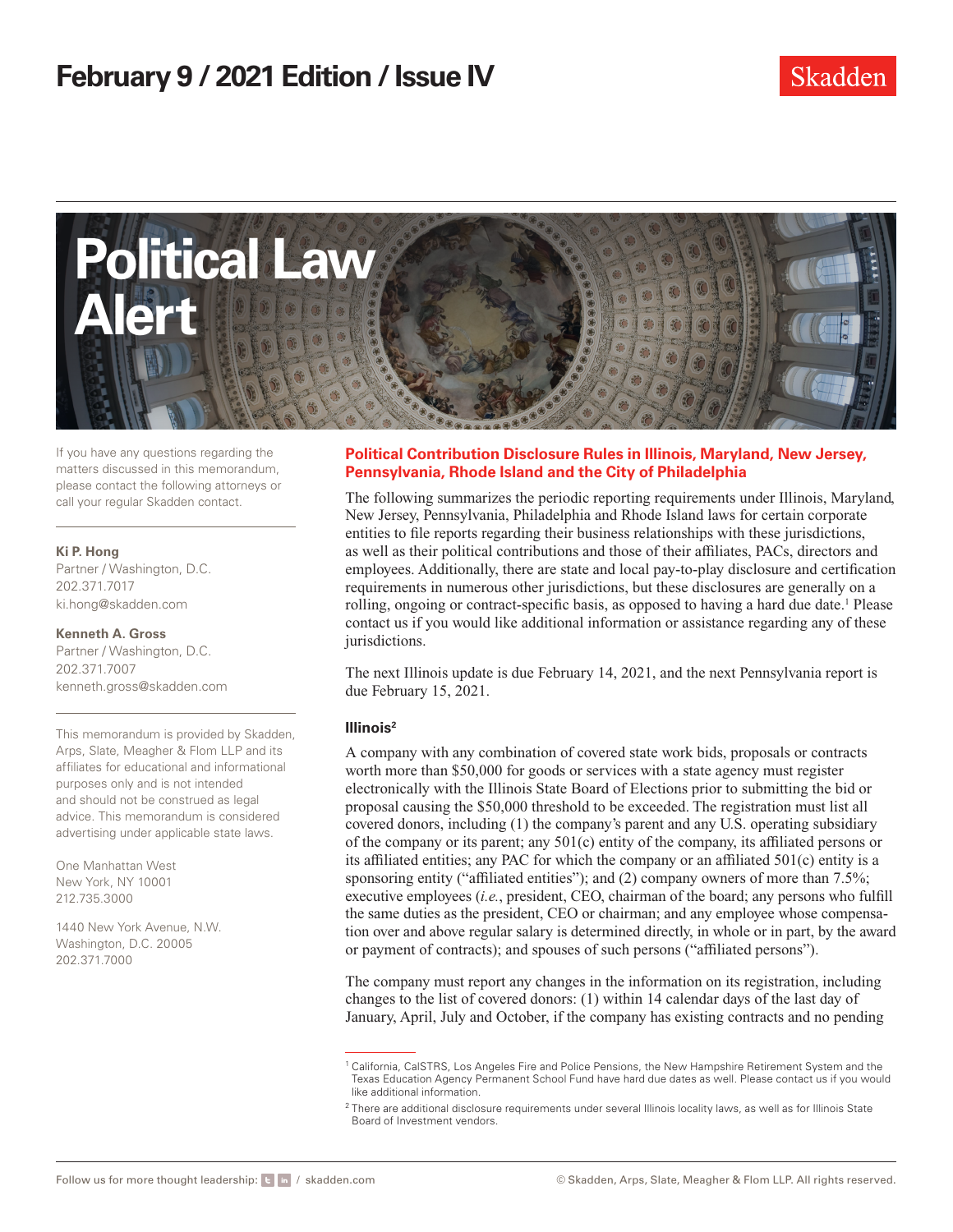# February 9 / 2021 Edition / Issue IV

# Political Law Alert

If you have any questions regarding the matters discussed in this memorandum, please contact the following attorneys or call your regular Skadden contact.

**Ki P. Hong**
Partner / Washington, D.C.
202.371.7017
ki.hong@skadden.com

**Kenneth A. Gross**
Partner / Washington, D.C.
202.371.7007
kenneth.gross@skadden.com

This memorandum is provided by Skadden, Arps, Slate, Meagher & Flom LLP and its affiliates for educational and informational purposes only and is not intended and should not be construed as legal advice. This memorandum is considered advertising under applicable state laws.

One Manhattan West
New York, NY 10001
212.735.3000

1440 New York Avenue, N.W.
Washington, D.C. 20005
202.371.7000

## Political Contribution Disclosure Rules in Illinois, Maryland, New Jersey, Pennsylvania, Rhode Island and the City of Philadelphia

The following summarizes the periodic reporting requirements under Illinois, Maryland, New Jersey, Pennsylvania, Philadelphia and Rhode Island laws for certain corporate entities to file reports regarding their business relationships with these jurisdictions, as well as their political contributions and those of their affiliates, PACs, directors and employees. Additionally, there are state and local pay-to-play disclosure and certification requirements in numerous other jurisdictions, but these disclosures are generally on a rolling, ongoing or contract-specific basis, as opposed to having a hard due date.[1] Please contact us if you would like additional information or assistance regarding any of these jurisdictions.

The next Illinois update is due February 14, 2021, and the next Pennsylvania report is due February 15, 2021.

### Illinois[2]

A company with any combination of covered state work bids, proposals or contracts worth more than $50,000 for goods or services with a state agency must register electronically with the Illinois State Board of Elections prior to submitting the bid or proposal causing the $50,000 threshold to be exceeded. The registration must list all covered donors, including (1) the company's parent and any U.S. operating subsidiary of the company or its parent; any 501(c) entity of the company, its affiliated persons or its affiliated entities; any PAC for which the company or an affiliated 501(c) entity is a sponsoring entity ("affiliated entities"); and (2) company owners of more than 7.5%; executive employees (*i.e.*, president, CEO, chairman of the board; any persons who fulfill the same duties as the president, CEO or chairman; and any employee whose compensation over and above regular salary is determined directly, in whole or in part, by the award or payment of contracts); and spouses of such persons ("affiliated persons").

The company must report any changes in the information on its registration, including changes to the list of covered donors: (1) within 14 calendar days of the last day of January, April, July and October, if the company has existing contracts and no pending

[1] California, CalSTRS, Los Angeles Fire and Police Pensions, the New Hampshire Retirement System and the Texas Education Agency Permanent School Fund have hard due dates as well. Please contact us if you would like additional information.

[2] There are additional disclosure requirements under several Illinois locality laws, as well as for Illinois State Board of Investment vendors.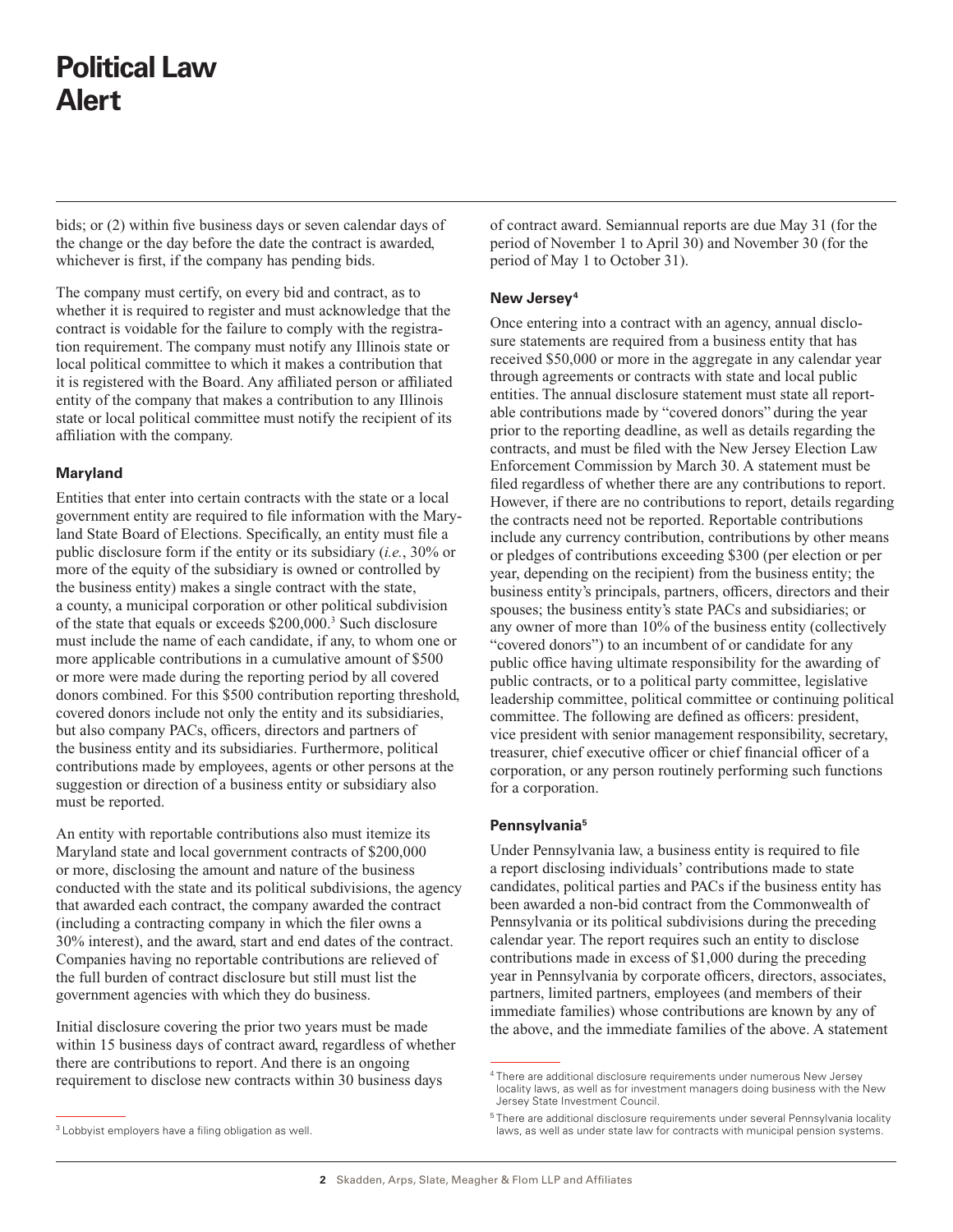bids; or (2) within five business days or seven calendar days of the change or the day before the date the contract is awarded, whichever is first, if the company has pending bids.

The company must certify, on every bid and contract, as to whether it is required to register and must acknowledge that the contract is voidable for the failure to comply with the registration requirement. The company must notify any Illinois state or local political committee to which it makes a contribution that it is registered with the Board. Any affiliated person or affiliated entity of the company that makes a contribution to any Illinois state or local political committee must notify the recipient of its affiliation with the company.

### Maryland

Entities that enter into certain contracts with the state or a local government entity are required to file information with the Maryland State Board of Elections. Specifically, an entity must file a public disclosure form if the entity or its subsidiary (*i.e.*, 30% or more of the equity of the subsidiary is owned or controlled by the business entity) makes a single contract with the state, a county, a municipal corporation or other political subdivision of the state that equals or exceeds $200,000.[3] Such disclosure must include the name of each candidate, if any, to whom one or more applicable contributions in a cumulative amount of $500 or more were made during the reporting period by all covered donors combined. For this $500 contribution reporting threshold, covered donors include not only the entity and its subsidiaries, but also company PACs, officers, directors and partners of the business entity and its subsidiaries. Furthermore, political contributions made by employees, agents or other persons at the suggestion or direction of a business entity or subsidiary also must be reported.

An entity with reportable contributions also must itemize its Maryland state and local government contracts of $200,000 or more, disclosing the amount and nature of the business conducted with the state and its political subdivisions, the agency that awarded each contract, the company awarded the contract (including a contracting company in which the filer owns a 30% interest), and the award, start and end dates of the contract. Companies having no reportable contributions are relieved of the full burden of contract disclosure but still must list the government agencies with which they do business.

Initial disclosure covering the prior two years must be made within 15 business days of contract award, regardless of whether there are contributions to report. And there is an ongoing requirement to disclose new contracts within 30 business days of contract award. Semiannual reports are due May 31 (for the period of November 1 to April 30) and November 30 (for the period of May 1 to October 31).

### New Jersey[4]

Once entering into a contract with an agency, annual disclosure statements are required from a business entity that has received $50,000 or more in the aggregate in any calendar year through agreements or contracts with state and local public entities. The annual disclosure statement must state all reportable contributions made by "covered donors" during the year prior to the reporting deadline, as well as details regarding the contracts, and must be filed with the New Jersey Election Law Enforcement Commission by March 30. A statement must be filed regardless of whether there are any contributions to report. However, if there are no contributions to report, details regarding the contracts need not be reported. Reportable contributions include any currency contribution, contributions by other means or pledges of contributions exceeding $300 (per election or per year, depending on the recipient) from the business entity; the business entity's principals, partners, officers, directors and their spouses; the business entity's state PACs and subsidiaries; or any owner of more than 10% of the business entity (collectively "covered donors") to an incumbent of or candidate for any public office having ultimate responsibility for the awarding of public contracts, or to a political party committee, legislative leadership committee, political committee or continuing political committee. The following are defined as officers: president, vice president with senior management responsibility, secretary, treasurer, chief executive officer or chief financial officer of a corporation, or any person routinely performing such functions for a corporation.

### Pennsylvania[5]

Under Pennsylvania law, a business entity is required to file a report disclosing individuals' contributions made to state candidates, political parties and PACs if the business entity has been awarded a non-bid contract from the Commonwealth of Pennsylvania or its political subdivisions during the preceding calendar year. The report requires such an entity to disclose contributions made in excess of $1,000 during the preceding year in Pennsylvania by corporate officers, directors, associates, partners, limited partners, employees (and members of their immediate families) whose contributions are known by any of the above, and the immediate families of the above. A statement

---

[3] Lobbyist employers have a filing obligation as well.

[4] There are additional disclosure requirements under numerous New Jersey locality laws, as well as for investment managers doing business with the New Jersey State Investment Council.

[5] There are additional disclosure requirements under several Pennsylvania locality laws, as well as under state law for contracts with municipal pension systems.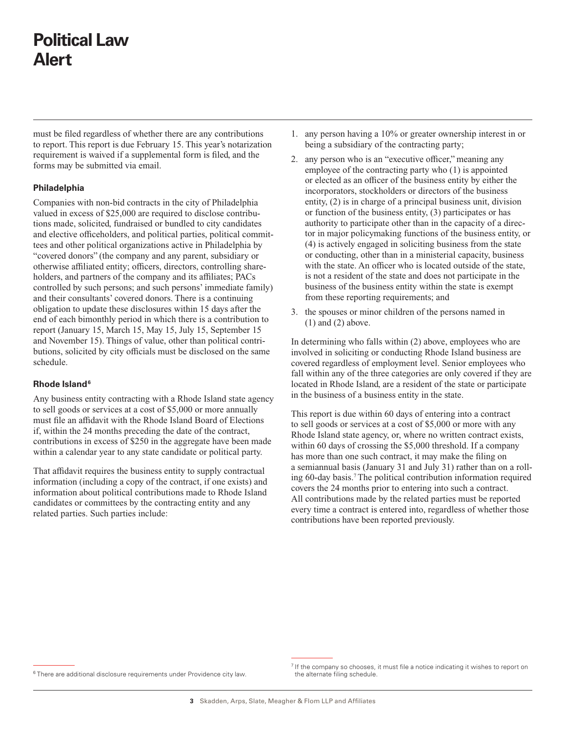must be filed regardless of whether there are any contributions to report. This report is due February 15. This year's notarization requirement is waived if a supplemental form is filed, and the forms may be submitted via email.

### Philadelphia

Companies with non-bid contracts in the city of Philadelphia valued in excess of $25,000 are required to disclose contributions made, solicited, fundraised or bundled to city candidates and elective officeholders, and political parties, political committees and other political organizations active in Philadelphia by "covered donors" (the company and any parent, subsidiary or otherwise affiliated entity; officers, directors, controlling shareholders, and partners of the company and its affiliates; PACs controlled by such persons; and such persons' immediate family) and their consultants' covered donors. There is a continuing obligation to update these disclosures within 15 days after the end of each bimonthly period in which there is a contribution to report (January 15, March 15, May 15, July 15, September 15 and November 15). Things of value, other than political contributions, solicited by city officials must be disclosed on the same schedule.

### Rhode Island[6]

Any business entity contracting with a Rhode Island state agency to sell goods or services at a cost of $5,000 or more annually must file an affidavit with the Rhode Island Board of Elections if, within the 24 months preceding the date of the contract, contributions in excess of $250 in the aggregate have been made within a calendar year to any state candidate or political party.

That affidavit requires the business entity to supply contractual information (including a copy of the contract, if one exists) and information about political contributions made to Rhode Island candidates or committees by the contracting entity and any related parties. Such parties include:

1. any person having a 10% or greater ownership interest in or being a subsidiary of the contracting party;
2. any person who is an "executive officer," meaning any employee of the contracting party who (1) is appointed or elected as an officer of the business entity by either the incorporators, stockholders or directors of the business entity, (2) is in charge of a principal business unit, division or function of the business entity, (3) participates or has authority to participate other than in the capacity of a director in major policymaking functions of the business entity, or (4) is actively engaged in soliciting business from the state or conducting, other than in a ministerial capacity, business with the state. An officer who is located outside of the state, is not a resident of the state and does not participate in the business of the business entity within the state is exempt from these reporting requirements; and
3. the spouses or minor children of the persons named in (1) and (2) above.

In determining who falls within (2) above, employees who are involved in soliciting or conducting Rhode Island business are covered regardless of employment level. Senior employees who fall within any of the three categories are only covered if they are located in Rhode Island, are a resident of the state or participate in the business of a business entity in the state.

This report is due within 60 days of entering into a contract to sell goods or services at a cost of $5,000 or more with any Rhode Island state agency, or, where no written contract exists, within 60 days of crossing the $5,000 threshold. If a company has more than one such contract, it may make the filing on a semiannual basis (January 31 and July 31) rather than on a rolling 60-day basis.[7] The political contribution information required covers the 24 months prior to entering into such a contract. All contributions made by the related parties must be reported every time a contract is entered into, regardless of whether those contributions have been reported previously.

---

[6] There are additional disclosure requirements under Providence city law.

[7] If the company so chooses, it must file a notice indicating it wishes to report on the alternate filing schedule.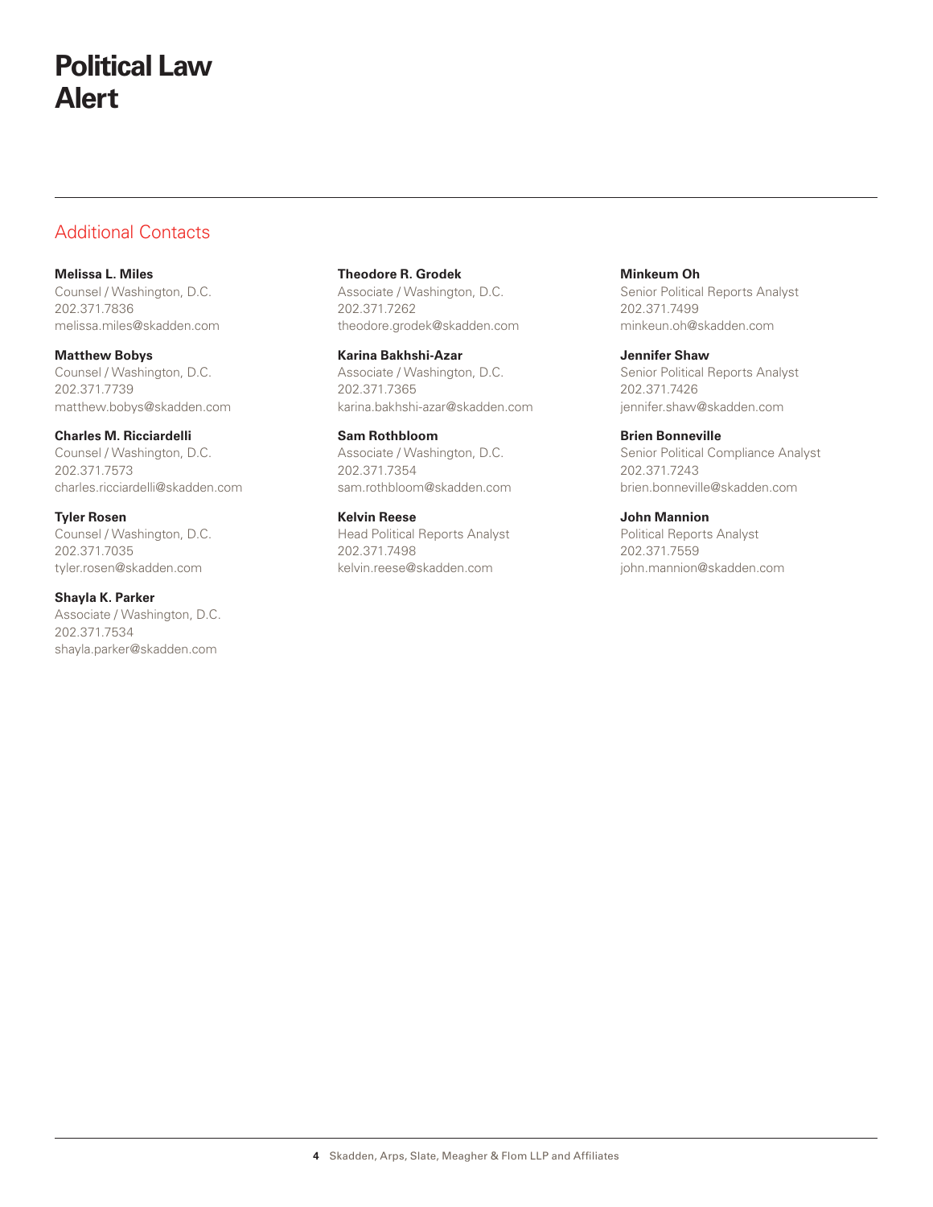# Political Law Alert

## Additional Contacts

**Melissa L. Miles**
Counsel / Washington, D.C.
202.371.7836
melissa.miles@skadden.com

**Matthew Bobys**
Counsel / Washington, D.C.
202.371.7739
matthew.bobys@skadden.com

**Charles M. Ricciardelli**
Counsel / Washington, D.C.
202.371.7573
charles.ricciardelli@skadden.com

**Tyler Rosen**
Counsel / Washington, D.C.
202.371.7035
tyler.rosen@skadden.com

**Shayla K. Parker**
Associate / Washington, D.C.
202.371.7534
shayla.parker@skadden.com

**Theodore R. Grodek**
Associate / Washington, D.C.
202.371.7262
theodore.grodek@skadden.com

**Karina Bakhshi-Azar**
Associate / Washington, D.C.
202.371.7365
karina.bakhshi-azar@skadden.com

**Sam Rothbloom**
Associate / Washington, D.C.
202.371.7354
sam.rothbloom@skadden.com

**Kelvin Reese**
Head Political Reports Analyst
202.371.7498
kelvin.reese@skadden.com

**Minkeum Oh**
Senior Political Reports Analyst
202.371.7499
minkeun.oh@skadden.com

**Jennifer Shaw**
Senior Political Reports Analyst
202.371.7426
jennifer.shaw@skadden.com

**Brien Bonneville**
Senior Political Compliance Analyst
202.371.7243
brien.bonneville@skadden.com

**John Mannion**
Political Reports Analyst
202.371.7559
john.mannion@skadden.com